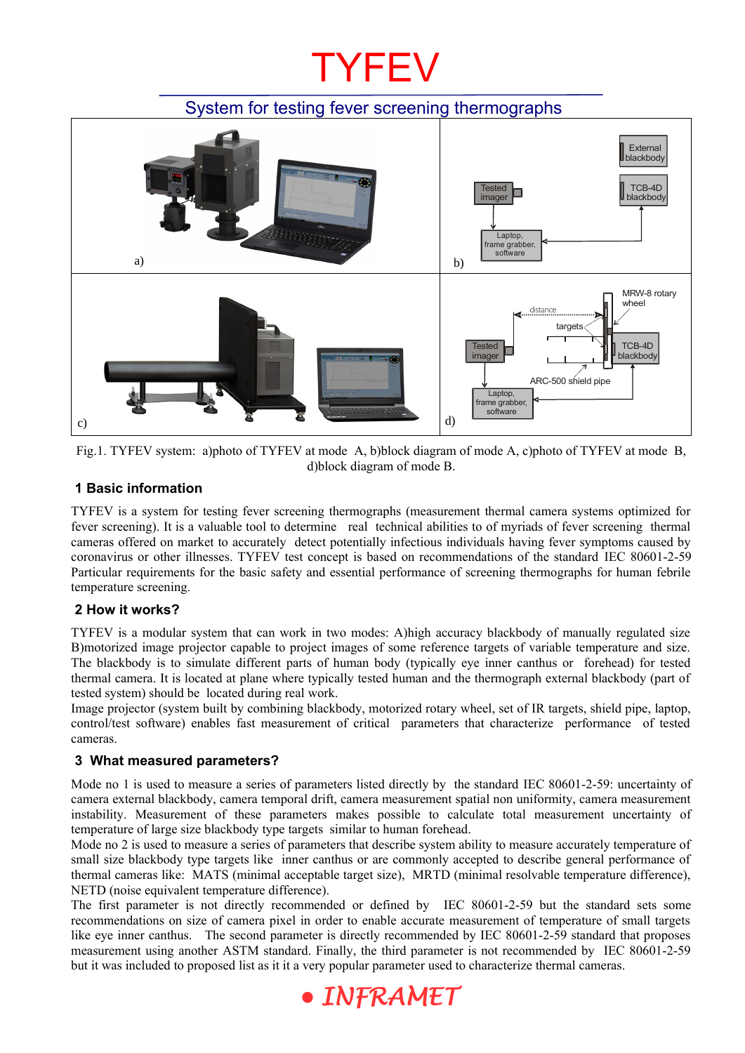# TYFEV

## System for testing fever screening thermographs

Fig.1. TYFEV system: a)photo of TYFEV at mode A, b)block diagram of mode A, c)photo of TYFEV at mode B, d)block diagram of mode B.

### 1 Basic information

TYFEV is a system for testing fever screening thermographs (measurement thermal camera systems optimized for fever screening). It is a valuable tool to determine real technical abilities to of myriads of fever screening thermal cameras offered on market to accurately detect potentially infectious individuals having fever symptoms caused by coronavirus or other illnesses. TYFEV test concept is based on recommendations of the standard IEC 80601-2-59 Particular requirements for the basic safety and essential performance of screening thermographs for human febrile temperature screening.

### 2 How it works?

TYFEV is a modular system that can work in two modes: A)high accuracy blackbody of manually regulated size B)motorized image projector capable to project images of some reference targets of variable temperature and size. The blackbody is to simulate different parts of human body (typically eye inner canthus or forehead) for tested thermal camera. It is located at plane where typically tested human and the thermograph external blackbody (part of tested system) should be located during real work.

Image projector (system built by combining blackbody, motorized rotary wheel, set of IR targets, shield pipe, laptop, control/test software) enables fast measurement of critical parameters that characterize performance of tested cameras.

### 3 What measured parameters?

Mode no 1 is used to measure a series of parameters listed directly by the standard IEC 80601-2-59: uncertainty of camera external blackbody, camera temporal drift, camera measurement spatial non uniformity, camera measurement instability. Measurement of these parameters makes possible to calculate total measurement uncertainty of temperature of large size blackbody type targets similar to human forehead.

Mode no 2 is used to measure a series of parameters that describe system ability to measure accurately temperature of small size blackbody type targets like inner canthus or are commonly accepted to describe general performance of thermal cameras like: MATS (minimal acceptable target size), MRTD (minimal resolvable temperature difference), NETD (noise equivalent temperature difference).

The first parameter is not directly recommended or defined by IEC 80601-2-59 but the standard sets some recommendations on size of camera pixel in order to enable accurate measurement of temperature of small targets like eye inner canthus. The second parameter is directly recommended by IEC 80601-2-59 standard that proposes measurement using another ASTM standard. Finally, the third parameter is not recommended by IEC 80601-2-59 but it was included to proposed list as it it a very popular parameter used to characterize thermal cameras.

INFRAMET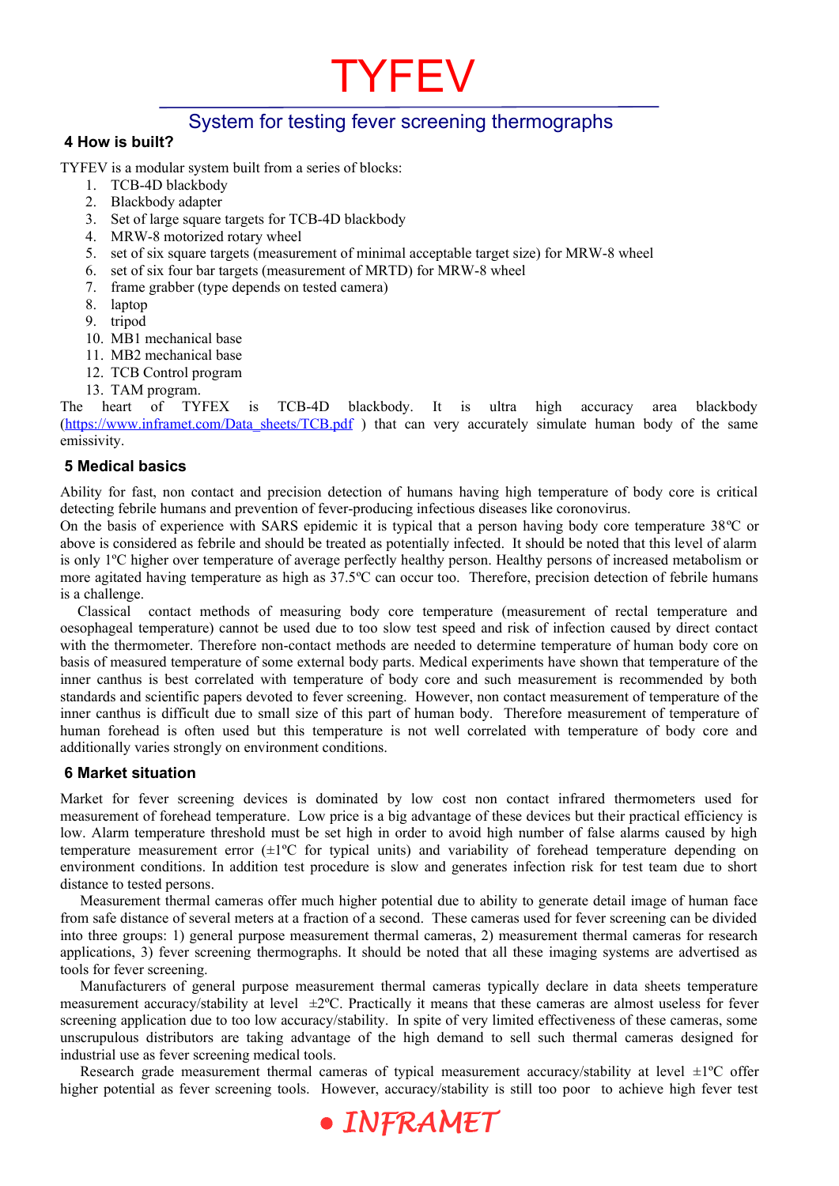# TYFEV

## System for testing fever screening thermographs

### 4 How is built?

TYFEV is a modular system built from a series of blocks:

1. TCB-4D blackbody
2. Blackbody adapter
3. Set of large square targets for TCB-4D blackbody
4. MRW-8 motorized rotary wheel
5. set of six square targets (measurement of minimal acceptable target size) for MRW-8 wheel
6. set of six four bar targets (measurement of MRTD) for MRW-8 wheel
7. frame grabber (type depends on tested camera)
8. laptop
9. tripod
10. MB1 mechanical base
11. MB2 mechanical base
12. TCB Control program
13. TAM program.

The heart of TYFEX is TCB-4D blackbody. It is ultra high accuracy area blackbody (https://www.inframet.com/Data_sheets/TCB.pdf ) that can very accurately simulate human body of the same emissivity.

### 5 Medical basics

Ability for fast, non contact and precision detection of humans having high temperature of body core is critical detecting febrile humans and prevention of fever-producing infectious diseases like coronovirus.

On the basis of experience with SARS epidemic it is typical that a person having body core temperature 38ºC or above is considered as febrile and should be treated as potentially infected. It should be noted that this level of alarm is only 1ºC higher over temperature of average perfectly healthy person. Healthy persons of increased metabolism or more agitated having temperature as high as 37.5ºC can occur too. Therefore, precision detection of febrile humans is a challenge.

Classical contact methods of measuring body core temperature (measurement of rectal temperature and oesophageal temperature) cannot be used due to too slow test speed and risk of infection caused by direct contact with the thermometer. Therefore non-contact methods are needed to determine temperature of human body core on basis of measured temperature of some external body parts. Medical experiments have shown that temperature of the inner canthus is best correlated with temperature of body core and such measurement is recommended by both standards and scientific papers devoted to fever screening. However, non contact measurement of temperature of the inner canthus is difficult due to small size of this part of human body. Therefore measurement of temperature of human forehead is often used but this temperature is not well correlated with temperature of body core and additionally varies strongly on environment conditions.

### 6 Market situation

Market for fever screening devices is dominated by low cost non contact infrared thermometers used for measurement of forehead temperature. Low price is a big advantage of these devices but their practical efficiency is low. Alarm temperature threshold must be set high in order to avoid high number of false alarms caused by high temperature measurement error (±1ºC for typical units) and variability of forehead temperature depending on environment conditions. In addition test procedure is slow and generates infection risk for test team due to short distance to tested persons.

Measurement thermal cameras offer much higher potential due to ability to generate detail image of human face from safe distance of several meters at a fraction of a second. These cameras used for fever screening can be divided into three groups: 1) general purpose measurement thermal cameras, 2) measurement thermal cameras for research applications, 3) fever screening thermographs. It should be noted that all these imaging systems are advertised as tools for fever screening.

Manufacturers of general purpose measurement thermal cameras typically declare in data sheets temperature measurement accuracy/stability at level ±2ºC. Practically it means that these cameras are almost useless for fever screening application due to too low accuracy/stability. In spite of very limited effectiveness of these cameras, some unscrupulous distributors are taking advantage of the high demand to sell such thermal cameras designed for industrial use as fever screening medical tools.

Research grade measurement thermal cameras of typical measurement accuracy/stability at level ±1ºC offer higher potential as fever screening tools. However, accuracy/stability is still too poor to achieve high fever test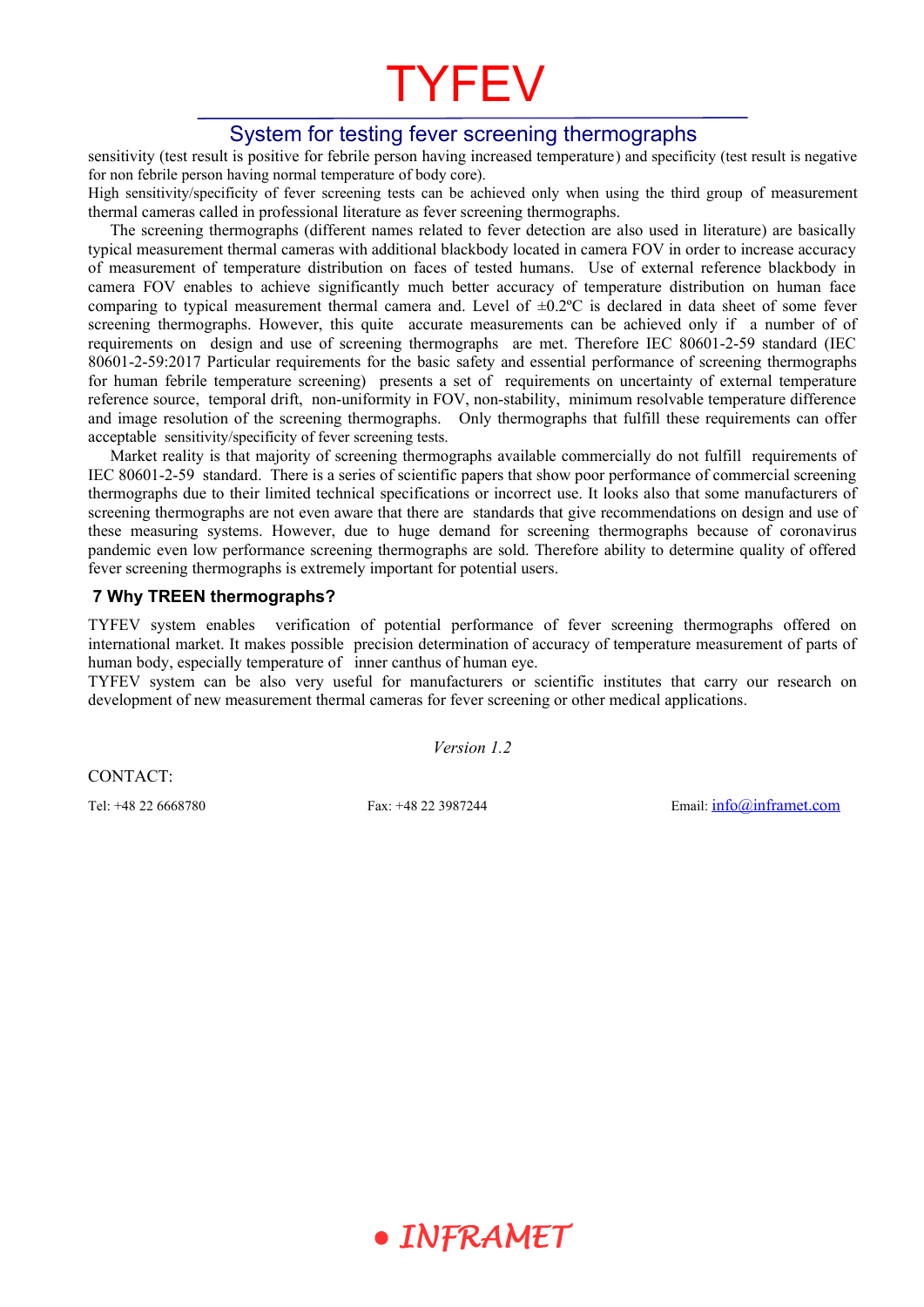sensitivity (test result is positive for febrile person having increased temperature) and specificity (test result is negative for non febrile person having normal temperature of body core).

High sensitivity/specificity of fever screening tests can be achieved only when using the third group of measurement thermal cameras called in professional literature as fever screening thermographs.

The screening thermographs (different names related to fever detection are also used in literature) are basically typical measurement thermal cameras with additional blackbody located in camera FOV in order to increase accuracy of measurement of temperature distribution on faces of tested humans. Use of external reference blackbody in camera FOV enables to achieve significantly much better accuracy of temperature distribution on human face comparing to typical measurement thermal camera and. Level of ±0.2ºC is declared in data sheet of some fever screening thermographs. However, this quite accurate measurements can be achieved only if a number of of requirements on design and use of screening thermographs are met. Therefore IEC 80601-2-59 standard (IEC 80601-2-59:2017 Particular requirements for the basic safety and essential performance of screening thermographs for human febrile temperature screening) presents a set of requirements on uncertainty of external temperature reference source, temporal drift, non-uniformity in FOV, non-stability, minimum resolvable temperature difference and image resolution of the screening thermographs. Only thermographs that fulfill these requirements can offer acceptable sensitivity/specificity of fever screening tests.

Market reality is that majority of screening thermographs available commercially do not fulfill requirements of IEC 80601-2-59 standard. There is a series of scientific papers that show poor performance of commercial screening thermographs due to their limited technical specifications or incorrect use. It looks also that some manufacturers of screening thermographs are not even aware that there are standards that give recommendations on design and use of these measuring systems. However, due to huge demand for screening thermographs because of coronavirus pandemic even low performance screening thermographs are sold. Therefore ability to determine quality of offered fever screening thermographs is extremely important for potential users.

## 7 Why TREEN thermographs?

TYFEV system enables verification of potential performance of fever screening thermographs offered on international market. It makes possible precision determination of accuracy of temperature measurement of parts of human body, especially temperature of inner canthus of human eye.

TYFEV system can be also very useful for manufacturers or scientific institutes that carry our research on development of new measurement thermal cameras for fever screening or other medical applications.

*Version 1.2*

CONTACT:

Tel: +48 22 6668780 Fax: +48 22 3987244 Email: info@inframet.com